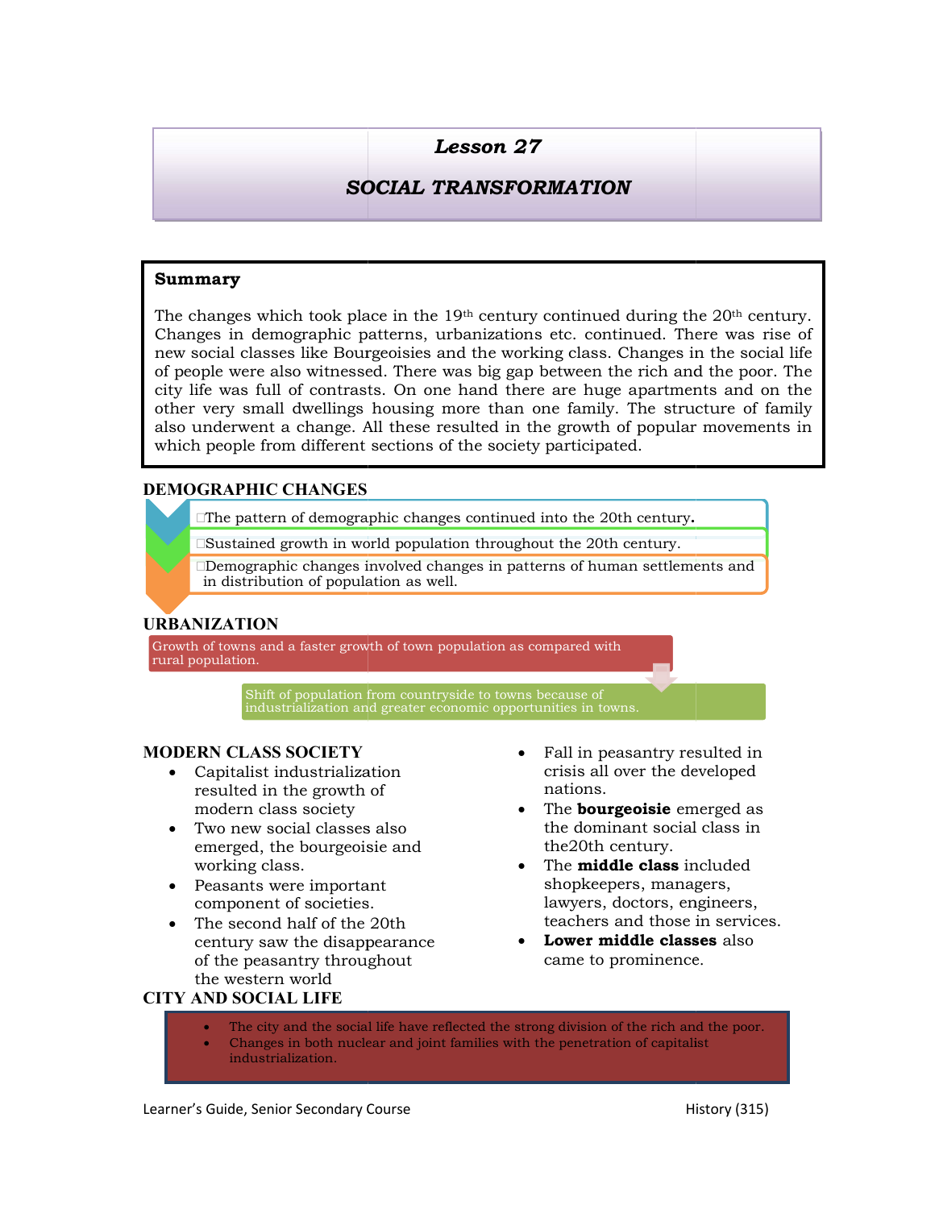# Lesson 27

## SOCIAL TRANSFORMATION

**Summary**

The changes which took place in the 19th century continued during the 20th century. Changes in demographic patterns, urbanizations etc. continued. There was rise of new social classes like Bourgeoisies and the working class. Changes in the social life of people were also witnessed. There was big gap between the rich and the poor. The city life was full of contrasts. On one hand there are huge apartments and on the other very small dwellings housing more than one family. The structure of family also underwent a change. All these resulted in the growth of popular movements in which people from different sections of the society participated.

### DEMOGRAPHIC CHANGES

- The pattern of demographic changes continued into the 20th century.
- Sustained growth in world population throughout the 20th century.
- Demographic changes involved changes in patterns of human settlements and in distribution of population as well.

### URBANIZATION

Growth of towns and a faster growth of town population as compared with rural population.

Shift of population from countryside to towns because of industrialization and greater economic opportunities in towns.

### MODERN CLASS SOCIETY

- Capitalist industrialization resulted in the growth of modern class society
- Two new social classes also emerged, the bourgeoisie and working class.
- Peasants were important component of societies.
- The second half of the 20th century saw the disappearance of the peasantry throughout the western world
- Fall in peasantry resulted in crisis all over the developed nations.
- The **bourgeoisie** emerged as the dominant social class in the20th century.
- The **middle class** included shopkeepers, managers, lawyers, doctors, engineers, teachers and those in services.
- **Lower middle classes** also came to prominence.

### CITY AND SOCIAL LIFE

- The city and the social life have reflected the strong division of the rich and the poor.
- Changes in both nuclear and joint families with the penetration of capitalist industrialization.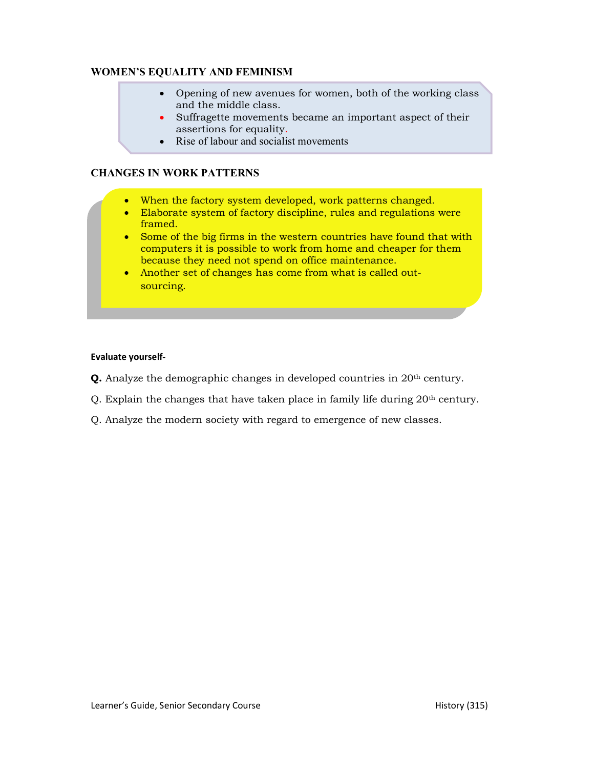## WOMEN'S EQUALITY AND FEMINISM

- Opening of new avenues for women, both of the working class and the middle class.
- Suffragette movements became an important aspect of their assertions for equality.
- Rise of labour and socialist movements

## CHANGES IN WORK PATTERNS

- When the factory system developed, work patterns changed.
- Elaborate system of factory discipline, rules and regulations were framed.
- Some of the big firms in the western countries have found that with computers it is possible to work from home and cheaper for them because they need not spend on office maintenance.
- Another set of changes has come from what is called out-sourcing.

**Evaluate yourself-**

**Q.** Analyze the demographic changes in developed countries in 20th century.

Q. Explain the changes that have taken place in family life during 20th century.

Q. Analyze the modern society with regard to emergence of new classes.